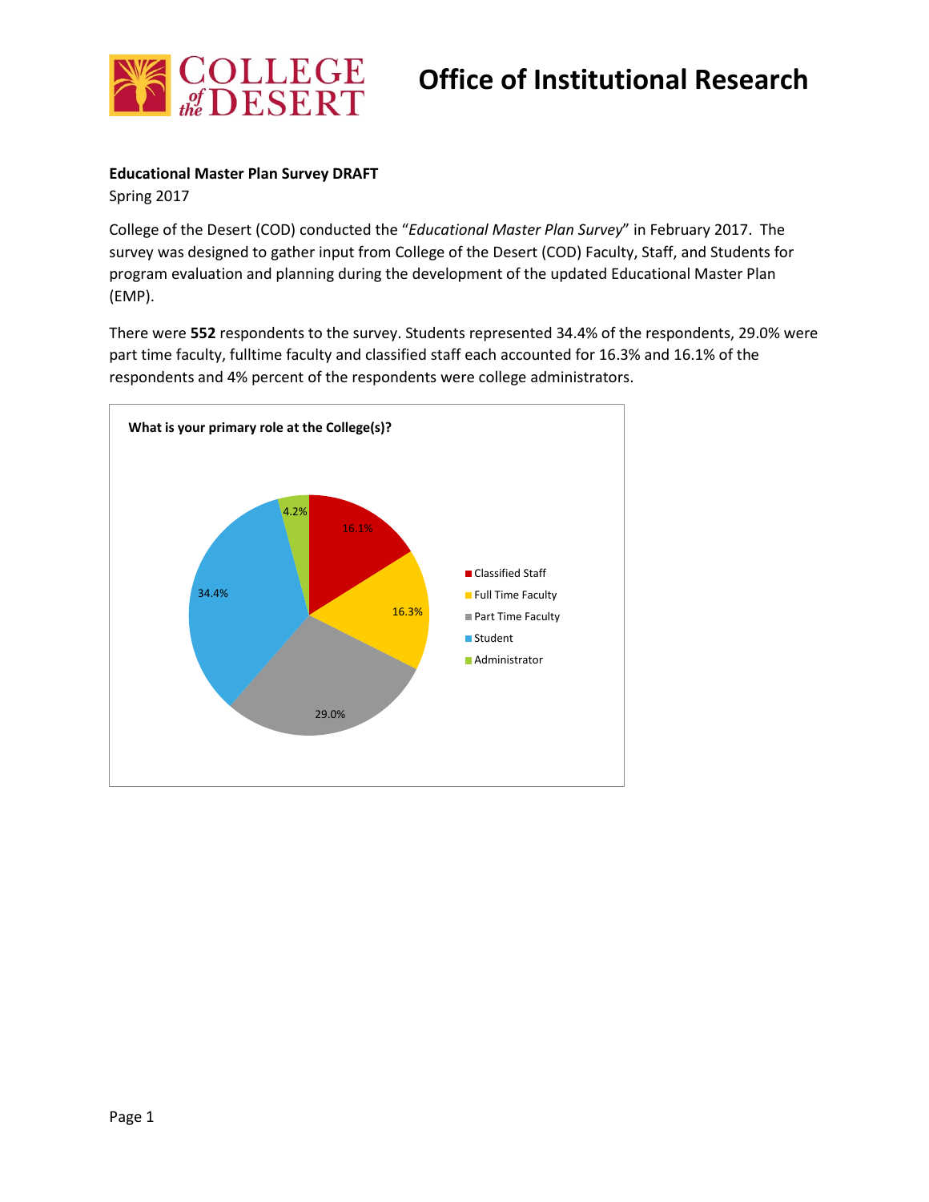# Office of Institutional Research

**Educational Master Plan Survey DRAFT**

Spring 2017

College of the Desert (COD) conducted the "*Educational Master Plan Survey*" in February 2017. The survey was designed to gather input from College of the Desert (COD) Faculty, Staff, and Students for program evaluation and planning during the development of the updated Educational Master Plan (EMP).

There were **552** respondents to the survey. Students represented 34.4% of the respondents, 29.0% were part time faculty, fulltime faculty and classified staff each accounted for 16.3% and 16.1% of the respondents and 4% percent of the respondents were college administrators.

**What is your primary role at the College(s)?**

| Role | Percent |
|---|---|
| Classified Staff | 16.1% |
| Full Time Faculty | 16.3% |
| Part Time Faculty | 29.0% |
| Student | 34.4% |
| Administrator | 4.2% |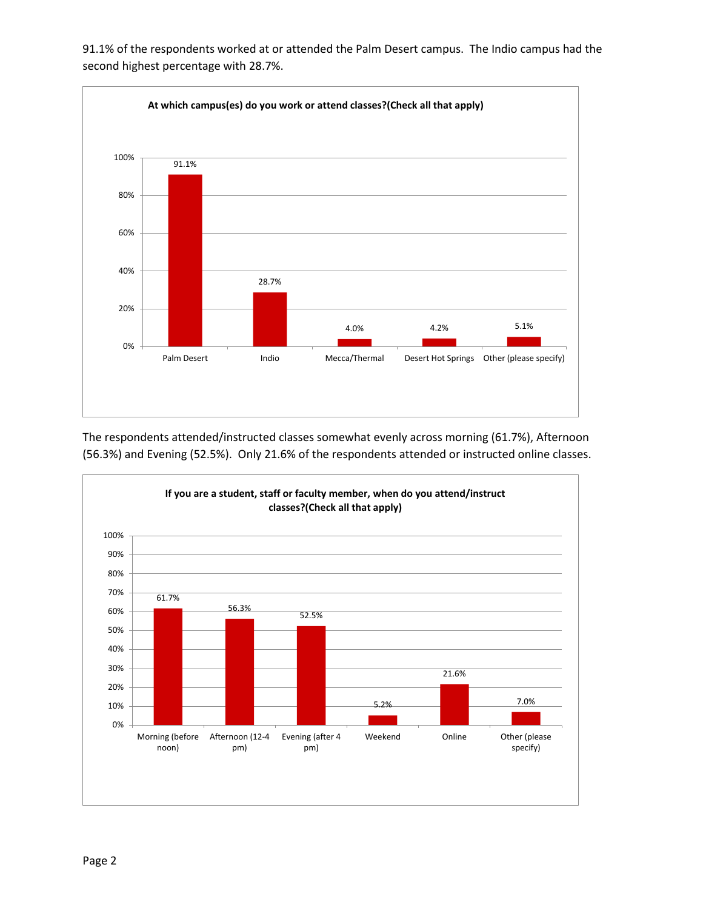91.1% of the respondents worked at or attended the Palm Desert campus. The Indio campus had the second highest percentage with 28.7%.

**At which campus(es) do you work or attend classes?(Check all that apply)**

| Campus | Percentage |
|---|---|
| Palm Desert | 91.1% |
| Indio | 28.7% |
| Mecca/Thermal | 4.0% |
| Desert Hot Springs | 4.2% |
| Other (please specify) | 5.1% |

The respondents attended/instructed classes somewhat evenly across morning (61.7%), Afternoon (56.3%) and Evening (52.5%). Only 21.6% of the respondents attended or instructed online classes.

**If you are a student, staff or faculty member, when do you attend/instruct classes?(Check all that apply)**

| Time | Percentage |
|---|---|
| Morning (before noon) | 61.7% |
| Afternoon (12-4 pm) | 56.3% |
| Evening (after 4 pm) | 52.5% |
| Weekend | 5.2% |
| Online | 21.6% |
| Other (please specify) | 7.0% |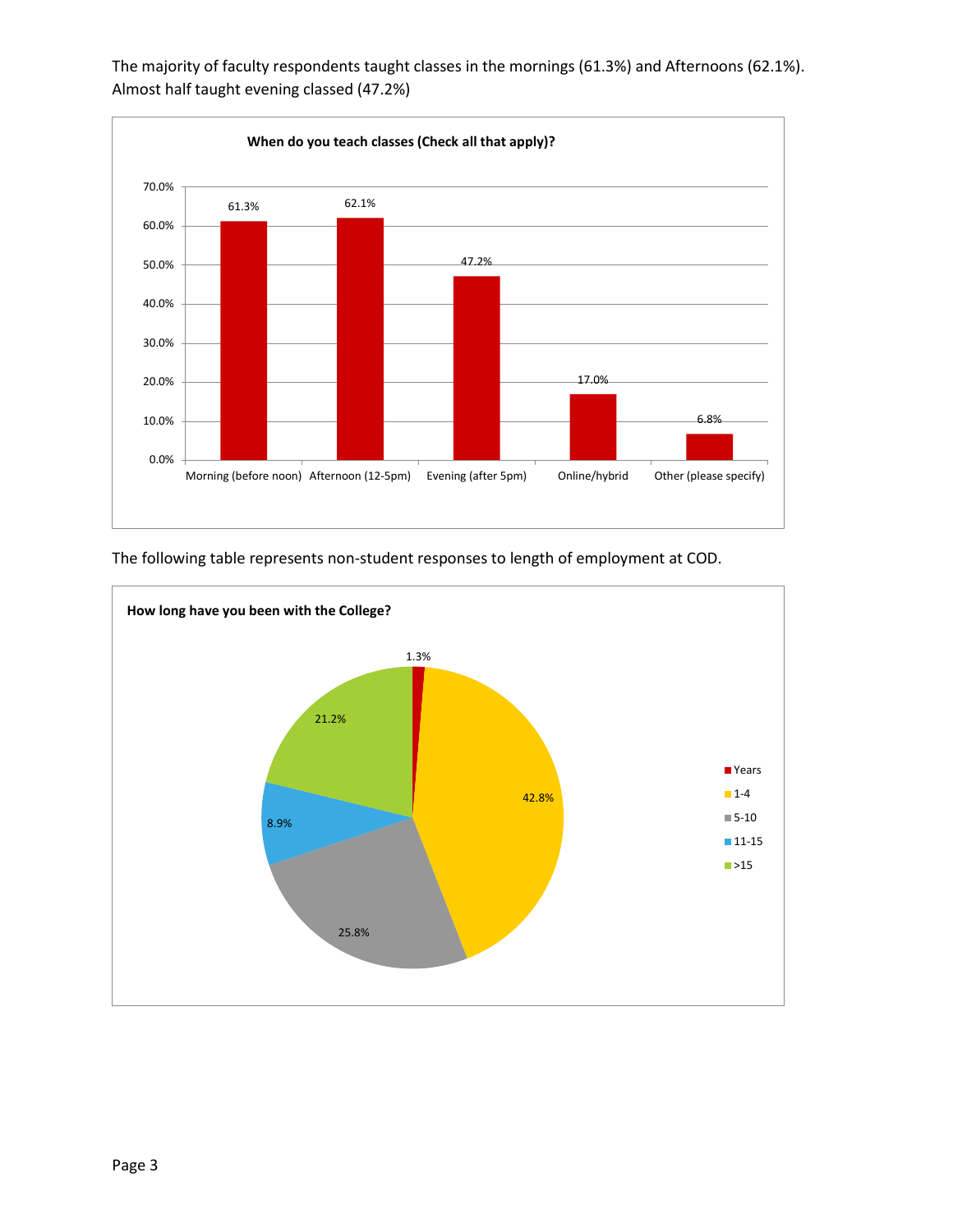The majority of faculty respondents taught classes in the mornings (61.3%) and Afternoons (62.1%). Almost half taught evening classed (47.2%)

**When do you teach classes (Check all that apply)?**

| Time | Percent |
|---|---|
| Morning (before noon) | 61.3% |
| Afternoon (12-5pm) | 62.1% |
| Evening (after 5pm) | 47.2% |
| Online/hybrid | 17.0% |
| Other (please specify) | 6.8% |

The following table represents non-student responses to length of employment at COD.

**How long have you been with the College?**

| Years | Percent |
|---|---|
| Years | 1.3% |
| 1-4 | 42.8% |
| 5-10 | 25.8% |
| 11-15 | 8.9% |
| >15 | 21.2% |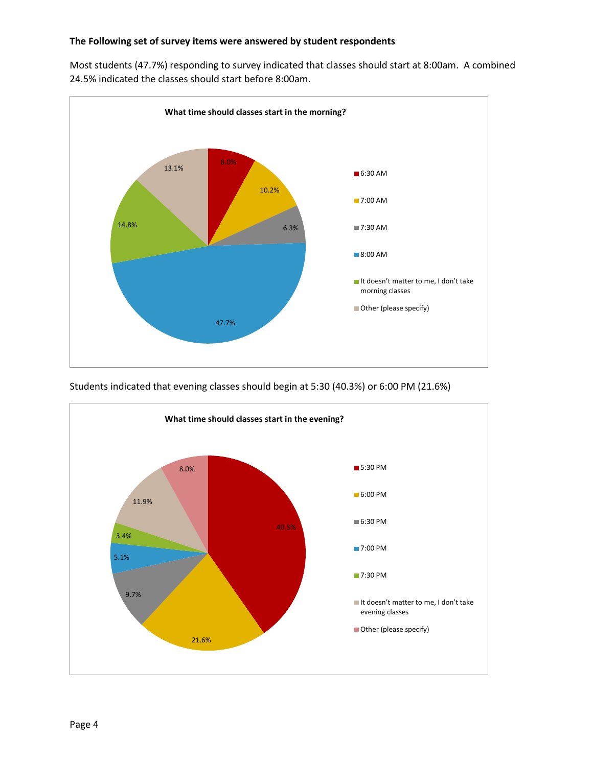**The Following set of survey items were answered by student respondents**

Most students (47.7%) responding to survey indicated that classes should start at 8:00am. A combined 24.5% indicated the classes should start before 8:00am.

**What time should classes start in the morning?**

| Response | Percent |
| --- | --- |
| 6:30 AM | 8.0% |
| 7:00 AM | 10.2% |
| 7:30 AM | 6.3% |
| 8:00 AM | 47.7% |
| It doesn't matter to me, I don't take morning classes | 14.8% |
| Other (please specify) | 13.1% |

Students indicated that evening classes should begin at 5:30 (40.3%) or 6:00 PM (21.6%)

**What time should classes start in the evening?**

| Response | Percent |
| --- | --- |
| 5:30 PM | 40.3% |
| 6:00 PM | 21.6% |
| 6:30 PM | 9.7% |
| 7:00 PM | 5.1% |
| 7:30 PM | 3.4% |
| It doesn't matter to me, I don't take evening classes | 11.9% |
| Other (please specify) | 8.0% |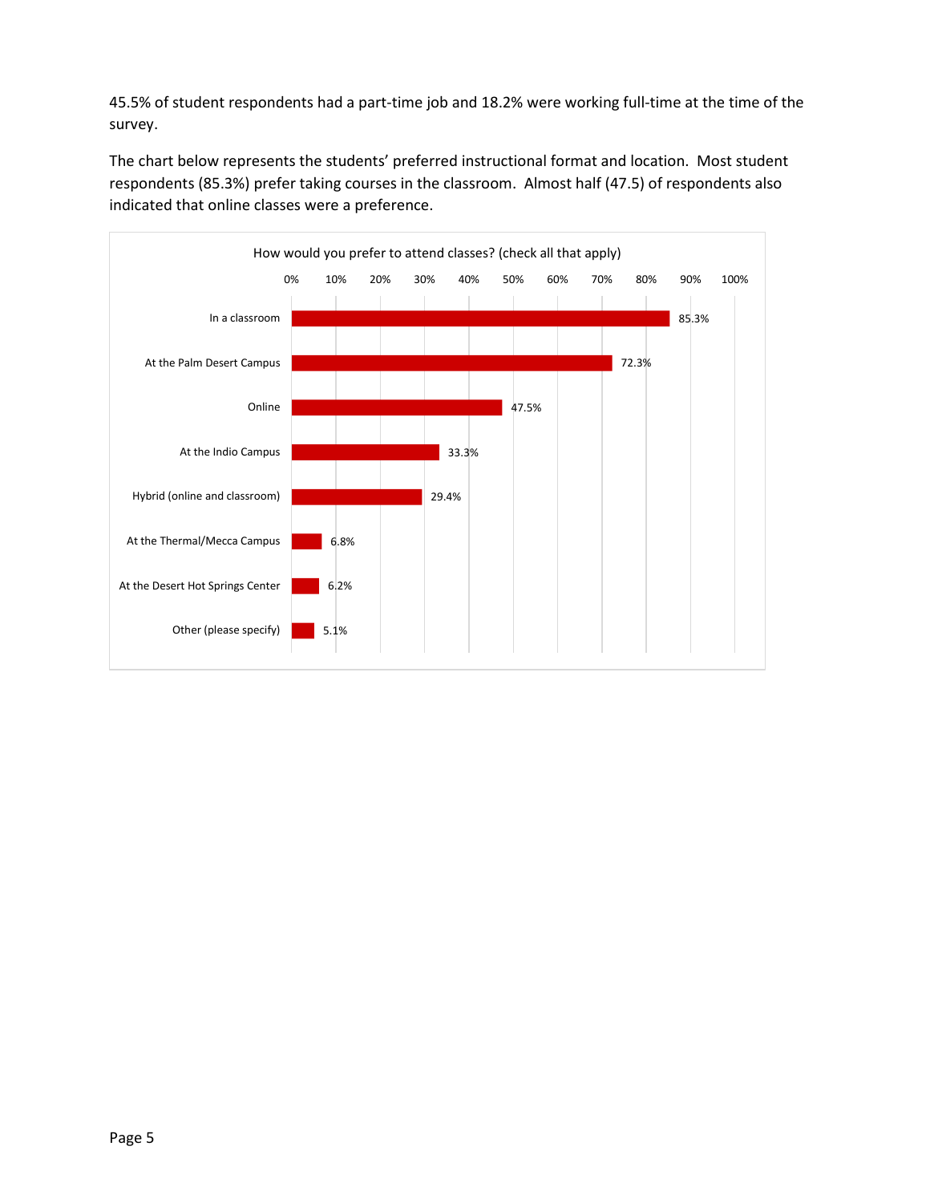45.5% of student respondents had a part-time job and 18.2% were working full-time at the time of the survey.

The chart below represents the students' preferred instructional format and location. Most student respondents (85.3%) prefer taking courses in the classroom. Almost half (47.5) of respondents also indicated that online classes were a preference.

How would you prefer to attend classes? (check all that apply)

| Response | Percent |
|---|---|
| In a classroom | 85.3% |
| At the Palm Desert Campus | 72.3% |
| Online | 47.5% |
| At the Indio Campus | 33.3% |
| Hybrid (online and classroom) | 29.4% |
| At the Thermal/Mecca Campus | 6.8% |
| At the Desert Hot Springs Center | 6.2% |
| Other (please specify) | 5.1% |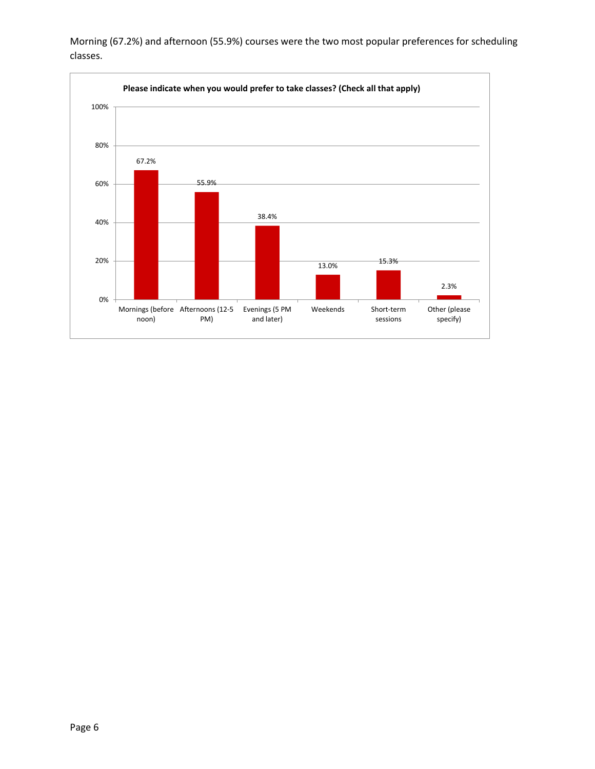Morning (67.2%) and afternoon (55.9%) courses were the two most popular preferences for scheduling classes.

**Please indicate when you would prefer to take classes? (Check all that apply)**

| Option | Percentage |
| --- | --- |
| Mornings (before noon) | 67.2% |
| Afternoons (12-5 PM) | 55.9% |
| Evenings (5 PM and later) | 38.4% |
| Weekends | 13.0% |
| Short-term sessions | 15.3% |
| Other (please specify) | 2.3% |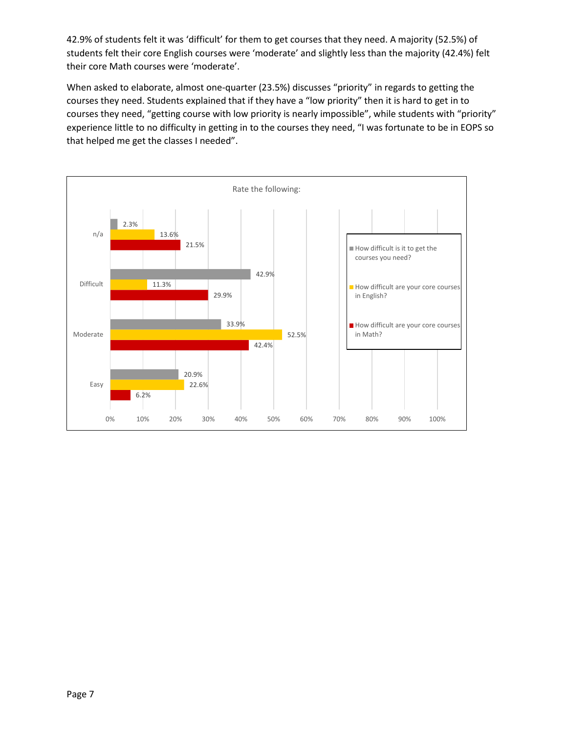42.9% of students felt it was 'difficult' for them to get courses that they need. A majority (52.5%) of students felt their core English courses were 'moderate' and slightly less than the majority (42.4%) felt their core Math courses were 'moderate'.

When asked to elaborate, almost one-quarter (23.5%) discusses "priority" in regards to getting the courses they need. Students explained that if they have a "low priority" then it is hard to get in to courses they need, "getting course with low priority is nearly impossible", while students with "priority" experience little to no difficulty in getting in to the courses they need, "I was fortunate to be in EOPS so that helped me get the classes I needed".

Rate the following:

| | How difficult is it to get the courses you need? | How difficult are your core courses in English? | How difficult are your core courses in Math? |
|---|---|---|---|
| n/a | 2.3% | 13.6% | 21.5% |
| Difficult | 42.9% | 11.3% | 29.9% |
| Moderate | 33.9% | 52.5% | 42.4% |
| Easy | 20.9% | 22.6% | 6.2% |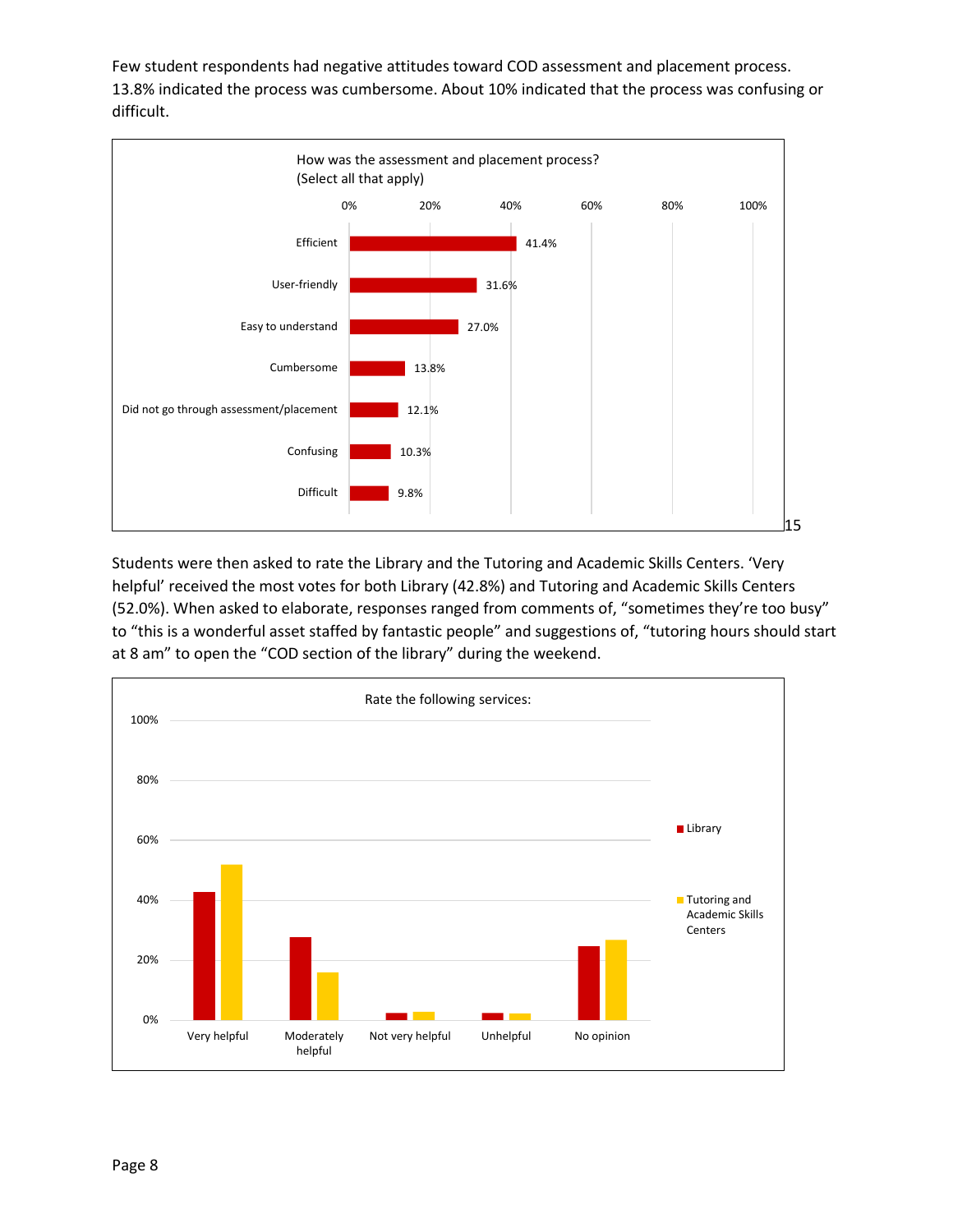Few student respondents had negative attitudes toward COD assessment and placement process. 13.8% indicated the process was cumbersome. About 10% indicated that the process was confusing or difficult.

How was the assessment and placement process?
(Select all that apply)

| Response | Percent |
|---|---|
| Efficient | 41.4% |
| User-friendly | 31.6% |
| Easy to understand | 27.0% |
| Cumbersome | 13.8% |
| Did not go through assessment/placement | 12.1% |
| Confusing | 10.3% |
| Difficult | 9.8% |

15

Students were then asked to rate the Library and the Tutoring and Academic Skills Centers. 'Very helpful' received the most votes for both Library (42.8%) and Tutoring and Academic Skills Centers (52.0%). When asked to elaborate, responses ranged from comments of, "sometimes they're too busy" to "this is a wonderful asset staffed by fantastic people" and suggestions of, "tutoring hours should start at 8 am" to open the "COD section of the library" during the weekend.

Rate the following services:

Categories: Very helpful, Moderately helpful, Not very helpful, Unhelpful, No opinion

Series: Library; Tutoring and Academic Skills Centers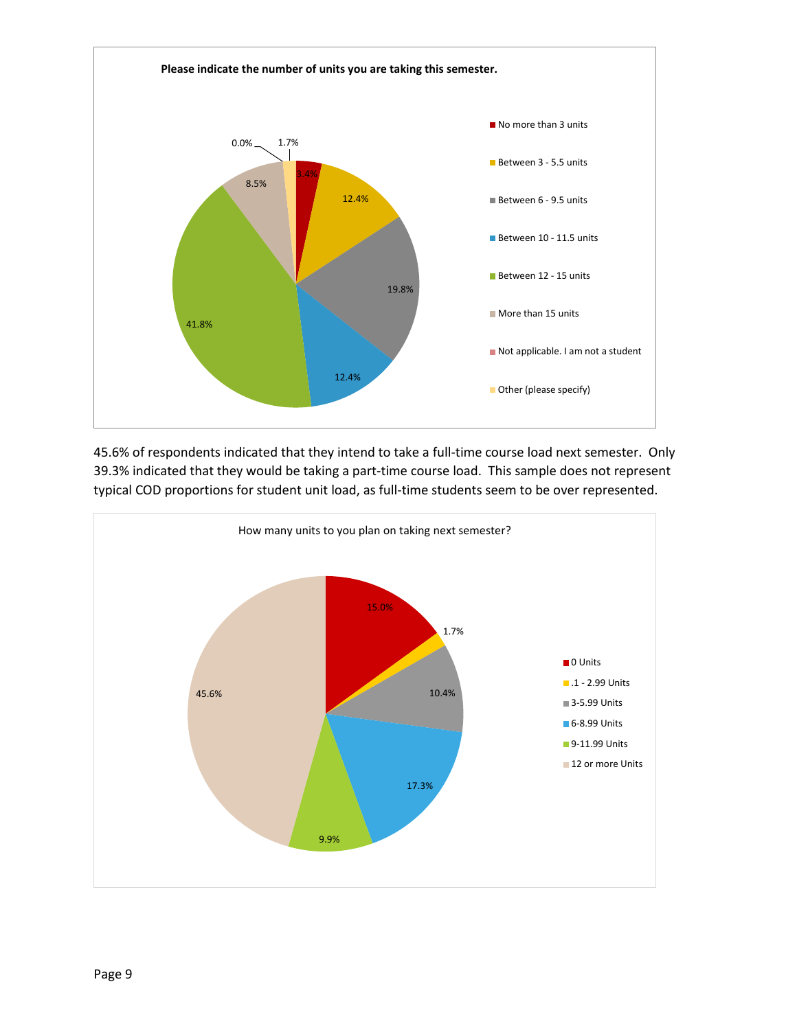**Please indicate the number of units you are taking this semester.**

| Response | Percent |
| --- | --- |
| No more than 3 units | 3.4% |
| Between 3 - 5.5 units | 12.4% |
| Between 6 - 9.5 units | 19.8% |
| Between 10 - 11.5 units | 12.4% |
| Between 12 - 15 units | 41.8% |
| More than 15 units | 8.5% |
| Not applicable. I am not a student | 0.0% |
| Other (please specify) | 1.7% |

45.6% of respondents indicated that they intend to take a full-time course load next semester. Only 39.3% indicated that they would be taking a part-time course load. This sample does not represent typical COD proportions for student unit load, as full-time students seem to be over represented.

How many units to you plan on taking next semester?

| Response | Percent |
| --- | --- |
| 0 Units | 15.0% |
| .1 - 2.99 Units | 1.7% |
| 3-5.99 Units | 10.4% |
| 6-8.99 Units | 17.3% |
| 9-11.99 Units | 9.9% |
| 12 or more Units | 45.6% |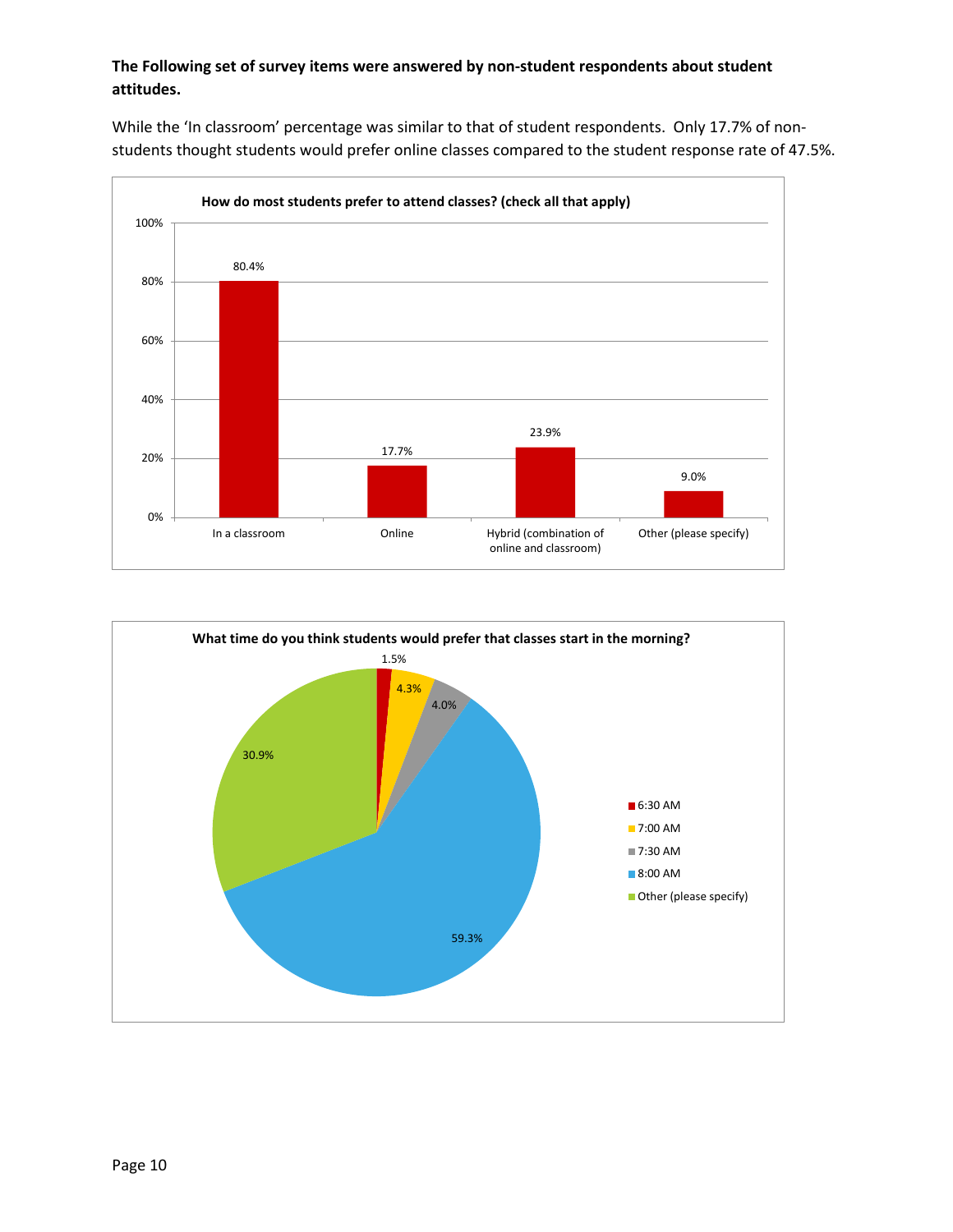**The Following set of survey items were answered by non-student respondents about student attitudes.**

While the 'In classroom' percentage was similar to that of student respondents. Only 17.7% of non-students thought students would prefer online classes compared to the student response rate of 47.5%.

**How do most students prefer to attend classes? (check all that apply)**

| Response | Percentage |
|---|---|
| In a classroom | 80.4% |
| Online | 17.7% |
| Hybrid (combination of online and classroom) | 23.9% |
| Other (please specify) | 9.0% |

**What time do you think students would prefer that classes start in the morning?**

| Response | Percentage |
|---|---|
| 6:30 AM | 1.5% |
| 7:00 AM | 4.3% |
| 7:30 AM | 4.0% |
| 8:00 AM | 59.3% |
| Other (please specify) | 30.9% |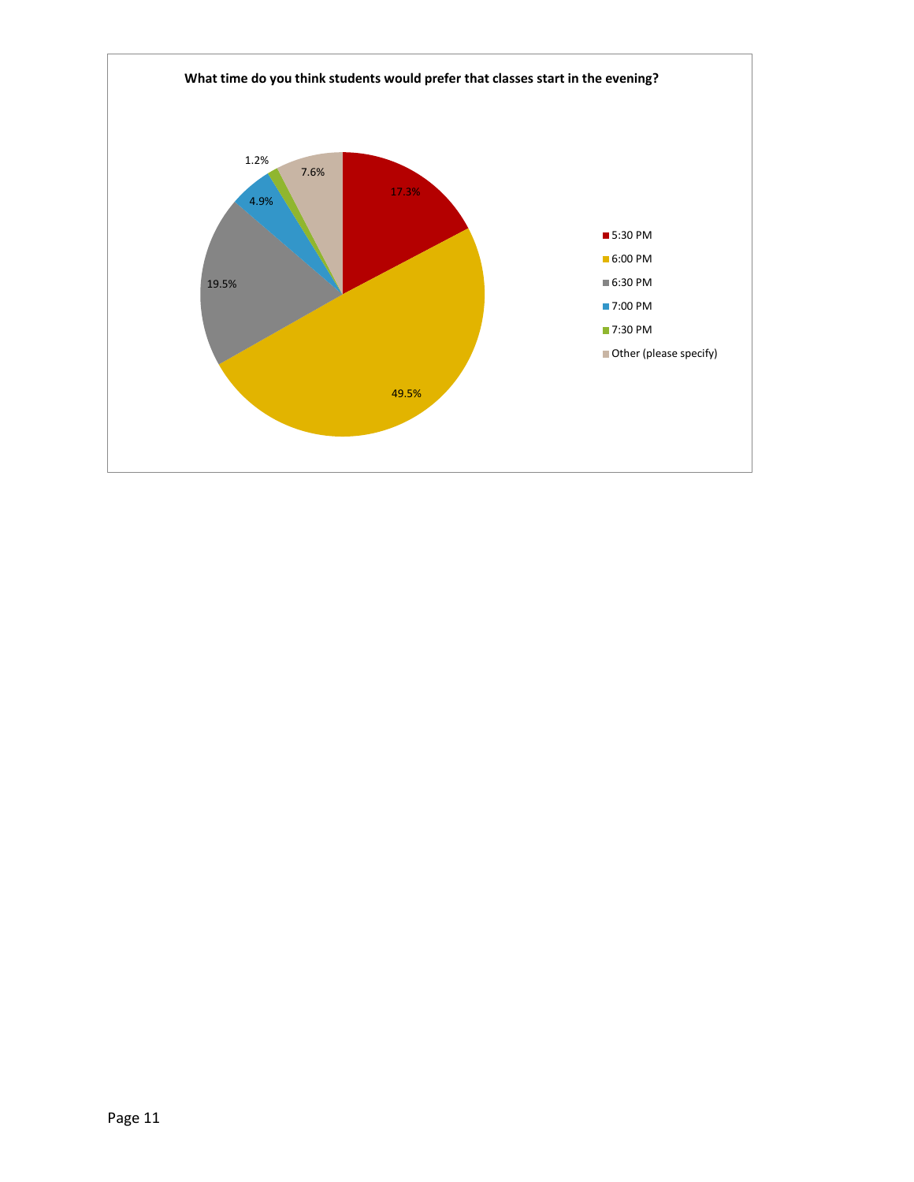**What time do you think students would prefer that classes start in the evening?**

| Response | Percent |
| --- | --- |
| 5:30 PM | 17.3% |
| 6:00 PM | 49.5% |
| 6:30 PM | 19.5% |
| 7:00 PM | 4.9% |
| 7:30 PM | 1.2% |
| Other (please specify) | 7.6% |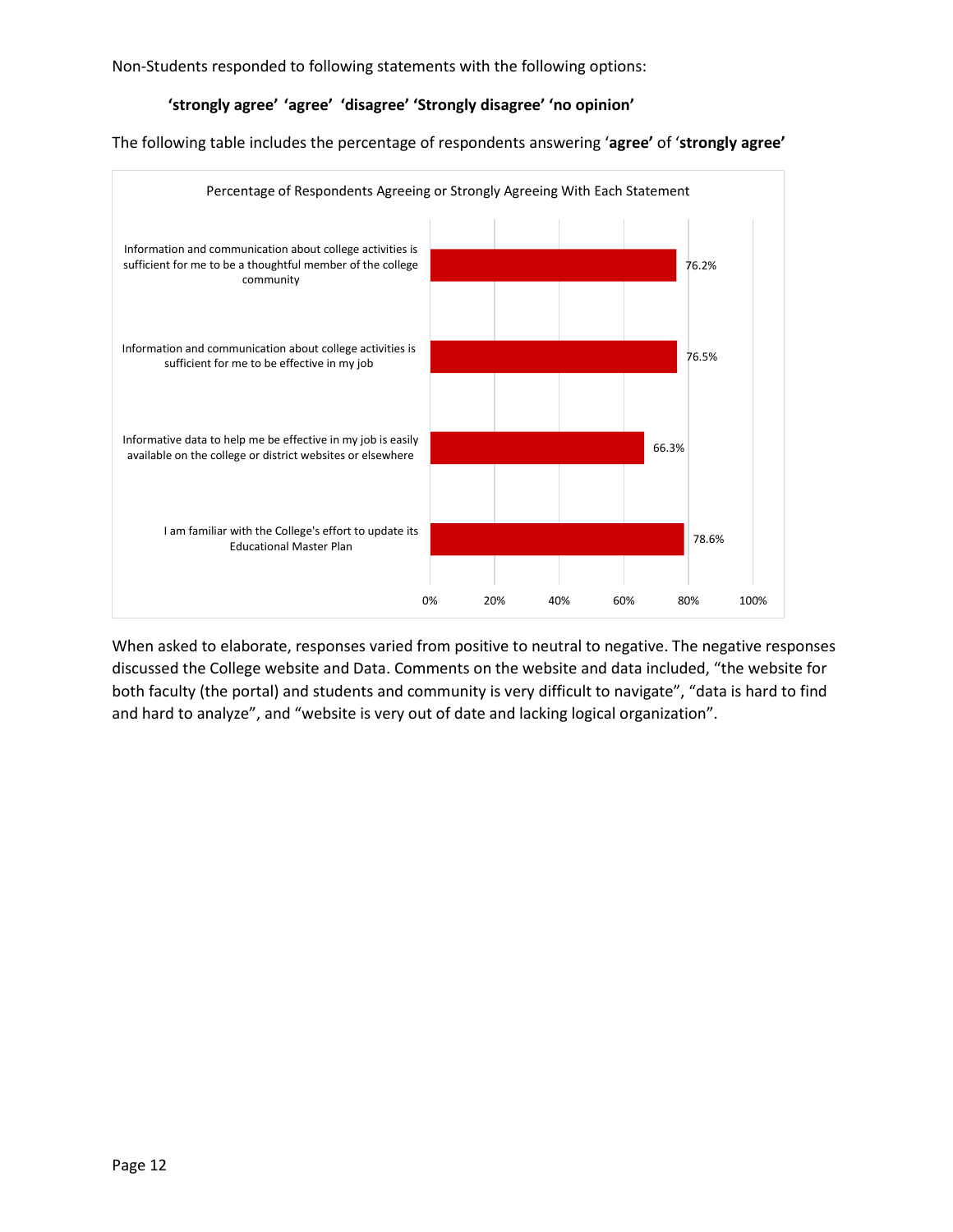Non-Students responded to following statements with the following options:

**'strongly agree' 'agree' 'disagree' 'Strongly disagree' 'no opinion'**

The following table includes the percentage of respondents answering '**agree'** of '**strongly agree'**

Percentage of Respondents Agreeing or Strongly Agreeing With Each Statement

| Statement | Percentage |
|---|---|
| Information and communication about college activities is sufficient for me to be a thoughtful member of the college community | 76.2% |
| Information and communication about college activities is sufficient for me to be effective in my job | 76.5% |
| Informative data to help me be effective in my job is easily available on the college or district websites or elsewhere | 66.3% |
| I am familiar with the College's effort to update its Educational Master Plan | 78.6% |

When asked to elaborate, responses varied from positive to neutral to negative. The negative responses discussed the College website and Data. Comments on the website and data included, "the website for both faculty (the portal) and students and community is very difficult to navigate", "data is hard to find and hard to analyze", and "website is very out of date and lacking logical organization".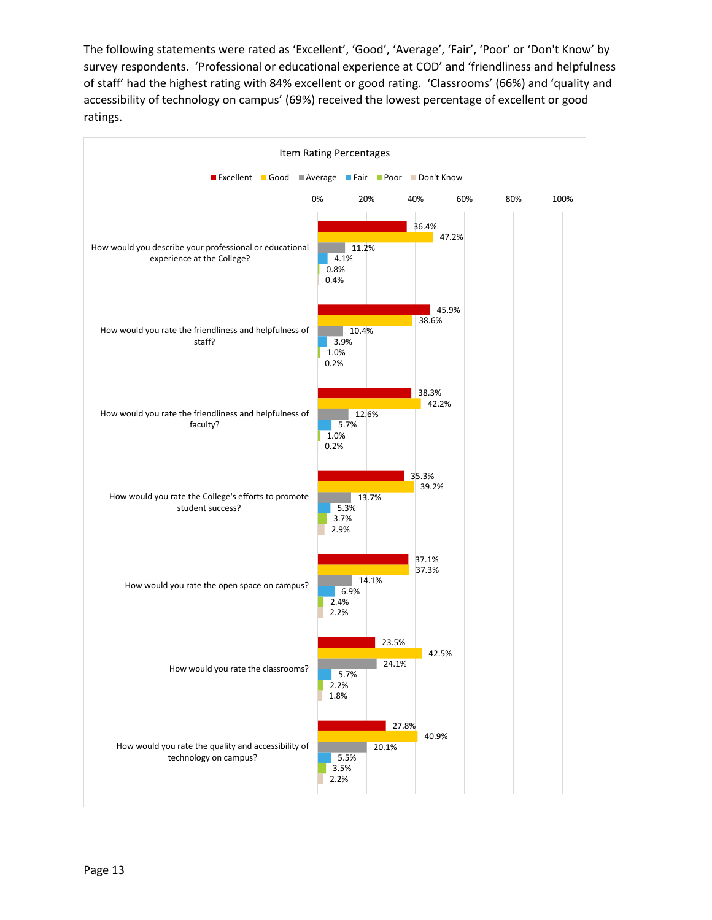The following statements were rated as 'Excellent', 'Good', 'Average', 'Fair', 'Poor' or 'Don't Know' by survey respondents. 'Professional or educational experience at COD' and 'friendliness and helpfulness of staff' had the highest rating with 84% excellent or good rating. 'Classrooms' (66%) and 'quality and accessibility of technology on campus' (69%) received the lowest percentage of excellent or good ratings.

**Item Rating Percentages**

| Item | Excellent | Good | Average | Fair | Poor | Don't Know |
|---|---|---|---|---|---|---|
| How would you describe your professional or educational experience at the College? | 36.4% | 47.2% | 11.2% | 4.1% | 0.8% | 0.4% |
| How would you rate the friendliness and helpfulness of staff? | 45.9% | 38.6% | 10.4% | 3.9% | 1.0% | 0.2% |
| How would you rate the friendliness and helpfulness of faculty? | 38.3% | 42.2% | 12.6% | 5.7% | 1.0% | 0.2% |
| How would you rate the College's efforts to promote student success? | 35.3% | 39.2% | 13.7% | 5.3% | 3.7% | 2.9% |
| How would you rate the open space on campus? | 37.1% | 37.3% | 14.1% | 6.9% | 2.4% | 2.2% |
| How would you rate the classrooms? | 23.5% | 42.5% | 24.1% | 5.7% | 2.2% | 1.8% |
| How would you rate the quality and accessibility of technology on campus? | 27.8% | 40.9% | 20.1% | 5.5% | 3.5% | 2.2% |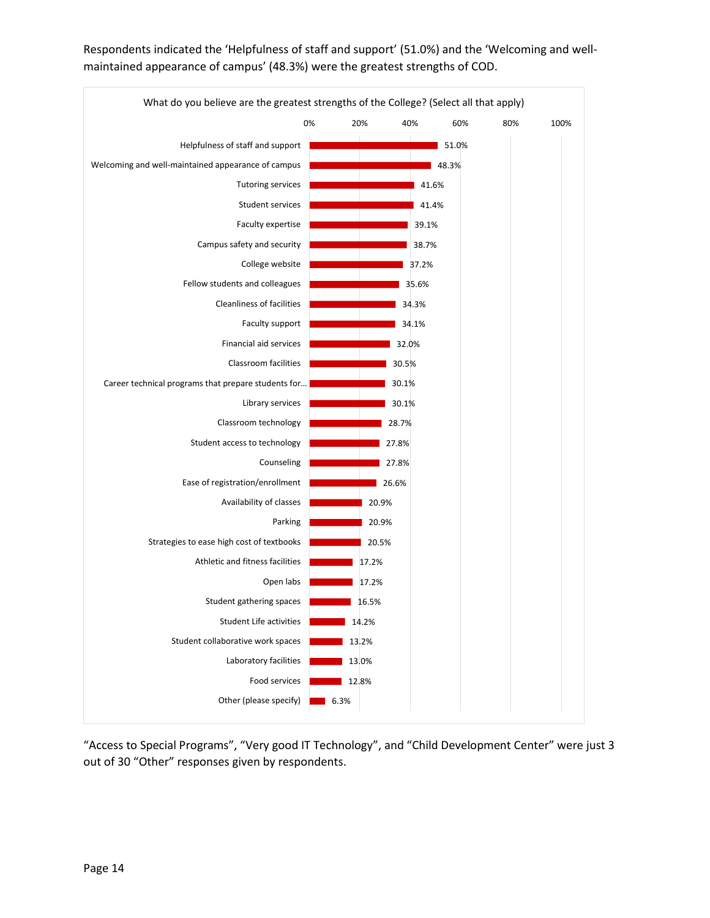Respondents indicated the 'Helpfulness of staff and support' (51.0%) and the 'Welcoming and well-maintained appearance of campus' (48.3%) were the greatest strengths of COD.

What do you believe are the greatest strengths of the College? (Select all that apply)

| Strength | Percentage |
|---|---|
| Helpfulness of staff and support | 51.0% |
| Welcoming and well-maintained appearance of campus | 48.3% |
| Tutoring services | 41.6% |
| Student services | 41.4% |
| Faculty expertise | 39.1% |
| Campus safety and security | 38.7% |
| College website | 37.2% |
| Fellow students and colleagues | 35.6% |
| Cleanliness of facilities | 34.3% |
| Faculty support | 34.1% |
| Financial aid services | 32.0% |
| Classroom facilities | 30.5% |
| Career technical programs that prepare students for... | 30.1% |
| Library services | 30.1% |
| Classroom technology | 28.7% |
| Student access to technology | 27.8% |
| Counseling | 27.8% |
| Ease of registration/enrollment | 26.6% |
| Availability of classes | 20.9% |
| Parking | 20.9% |
| Strategies to ease high cost of textbooks | 20.5% |
| Athletic and fitness facilities | 17.2% |
| Open labs | 17.2% |
| Student gathering spaces | 16.5% |
| Student Life activities | 14.2% |
| Student collaborative work spaces | 13.2% |
| Laboratory facilities | 13.0% |
| Food services | 12.8% |
| Other (please specify) | 6.3% |

"Access to Special Programs", "Very good IT Technology", and "Child Development Center" were just 3 out of 30 "Other" responses given by respondents.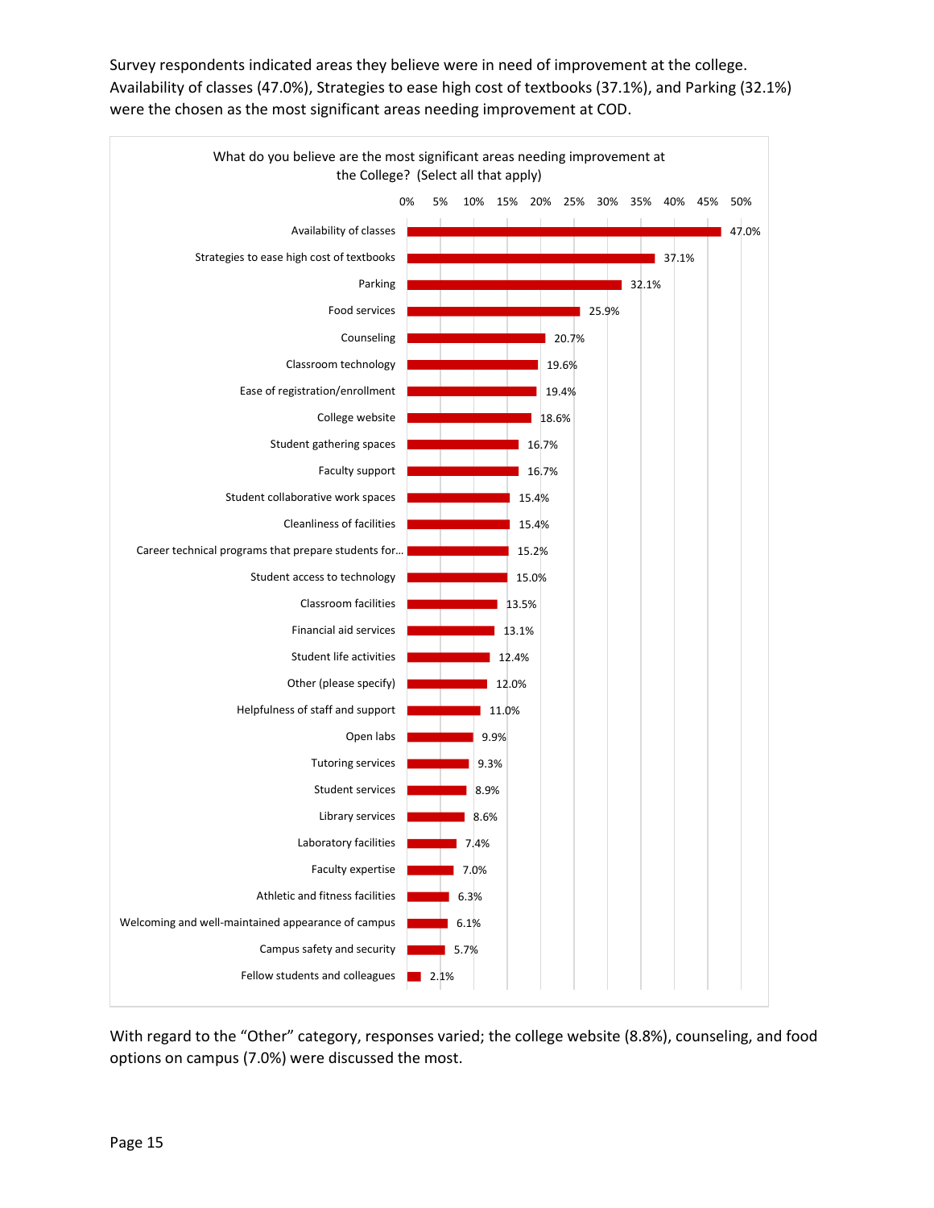Survey respondents indicated areas they believe were in need of improvement at the college. Availability of classes (47.0%), Strategies to ease high cost of textbooks (37.1%), and Parking (32.1%) were the chosen as the most significant areas needing improvement at COD.

**What do you believe are the most significant areas needing improvement at the College? (Select all that apply)**

| Area | Percent |
|---|---|
| Availability of classes | 47.0% |
| Strategies to ease high cost of textbooks | 37.1% |
| Parking | 32.1% |
| Food services | 25.9% |
| Counseling | 20.7% |
| Classroom technology | 19.6% |
| Ease of registration/enrollment | 19.4% |
| College website | 18.6% |
| Student gathering spaces | 16.7% |
| Faculty support | 16.7% |
| Student collaborative work spaces | 15.4% |
| Cleanliness of facilities | 15.4% |
| Career technical programs that prepare students for... | 15.2% |
| Student access to technology | 15.0% |
| Classroom facilities | 13.5% |
| Financial aid services | 13.1% |
| Student life activities | 12.4% |
| Other (please specify) | 12.0% |
| Helpfulness of staff and support | 11.0% |
| Open labs | 9.9% |
| Tutoring services | 9.3% |
| Student services | 8.9% |
| Library services | 8.6% |
| Laboratory facilities | 7.4% |
| Faculty expertise | 7.0% |
| Athletic and fitness facilities | 6.3% |
| Welcoming and well-maintained appearance of campus | 6.1% |
| Campus safety and security | 5.7% |
| Fellow students and colleagues | 2.1% |

With regard to the "Other" category, responses varied; the college website (8.8%), counseling, and food options on campus (7.0%) were discussed the most.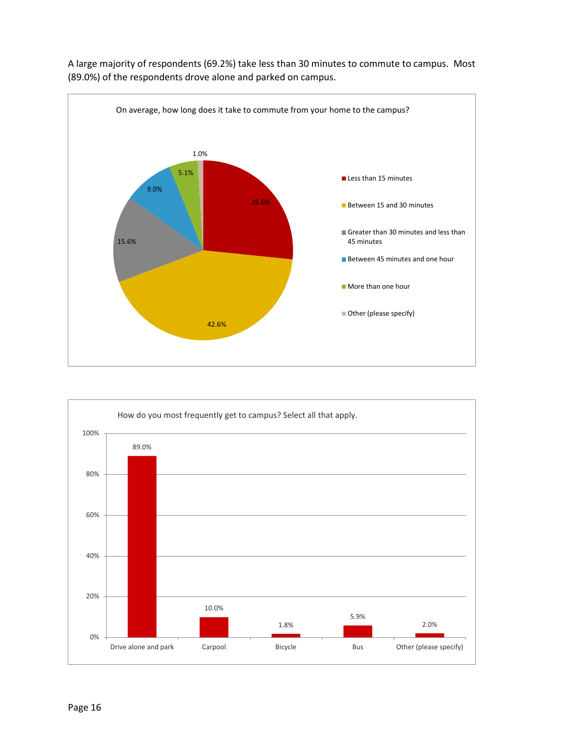A large majority of respondents (69.2%) take less than 30 minutes to commute to campus. Most (89.0%) of the respondents drove alone and parked on campus.

On average, how long does it take to commute from your home to the campus?

| Response | Percent |
|---|---|
| Less than 15 minutes | 26.6% |
| Between 15 and 30 minutes | 42.6% |
| Greater than 30 minutes and less than 45 minutes | 15.6% |
| Between 45 minutes and one hour | 9.0% |
| More than one hour | 5.1% |
| Other (please specify) | 1.0% |

How do you most frequently get to campus? Select all that apply.

| Response | Percent |
|---|---|
| Drive alone and park | 89.0% |
| Carpool | 10.0% |
| Bicycle | 1.8% |
| Bus | 5.9% |
| Other (please specify) | 2.0% |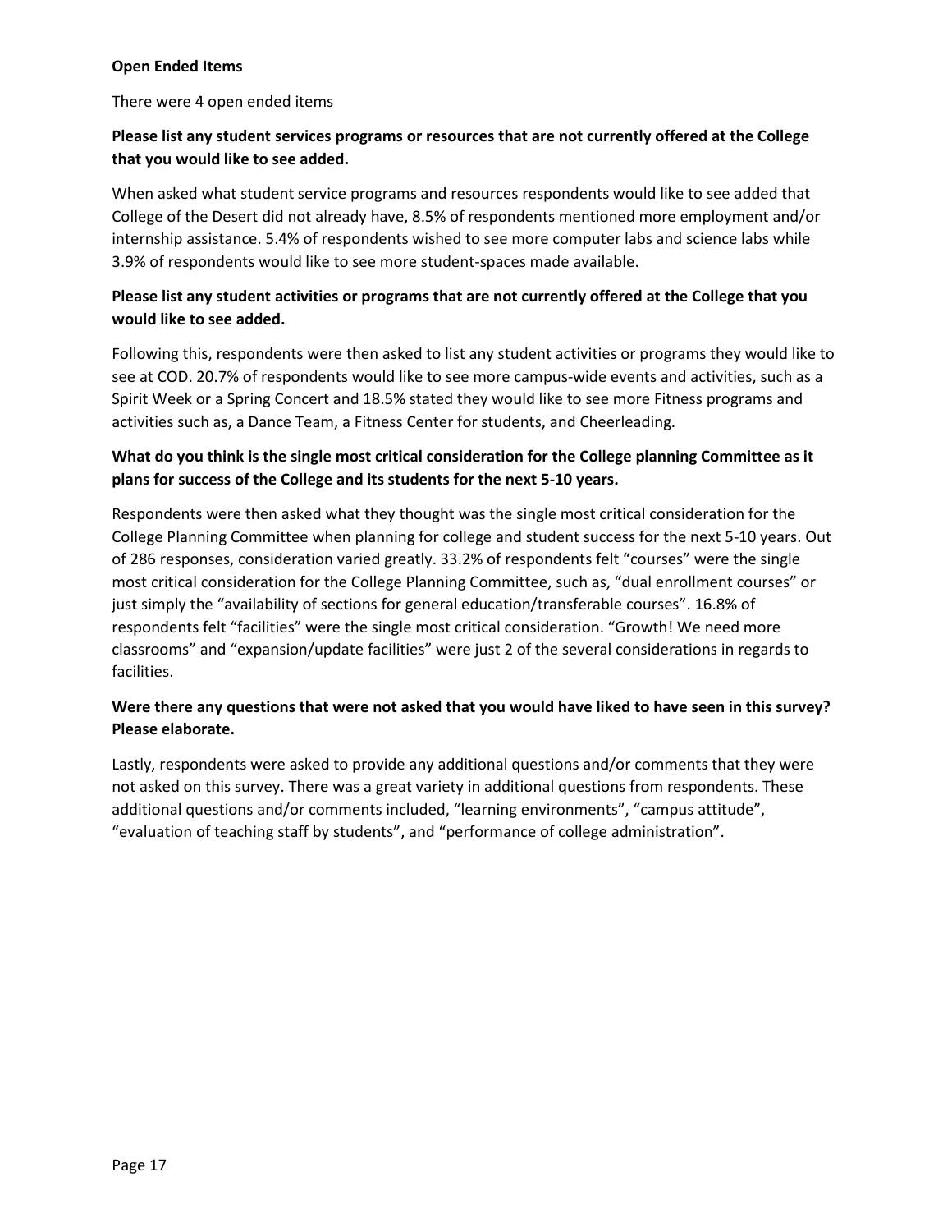**Open Ended Items**

There were 4 open ended items

**Please list any student services programs or resources that are not currently offered at the College that you would like to see added.**

When asked what student service programs and resources respondents would like to see added that College of the Desert did not already have, 8.5% of respondents mentioned more employment and/or internship assistance. 5.4% of respondents wished to see more computer labs and science labs while 3.9% of respondents would like to see more student-spaces made available.

**Please list any student activities or programs that are not currently offered at the College that you would like to see added.**

Following this, respondents were then asked to list any student activities or programs they would like to see at COD. 20.7% of respondents would like to see more campus-wide events and activities, such as a Spirit Week or a Spring Concert and 18.5% stated they would like to see more Fitness programs and activities such as, a Dance Team, a Fitness Center for students, and Cheerleading.

**What do you think is the single most critical consideration for the College planning Committee as it plans for success of the College and its students for the next 5-10 years.**

Respondents were then asked what they thought was the single most critical consideration for the College Planning Committee when planning for college and student success for the next 5-10 years. Out of 286 responses, consideration varied greatly. 33.2% of respondents felt "courses" were the single most critical consideration for the College Planning Committee, such as, "dual enrollment courses" or just simply the "availability of sections for general education/transferable courses". 16.8% of respondents felt "facilities" were the single most critical consideration. "Growth! We need more classrooms" and "expansion/update facilities" were just 2 of the several considerations in regards to facilities.

**Were there any questions that were not asked that you would have liked to have seen in this survey? Please elaborate.**

Lastly, respondents were asked to provide any additional questions and/or comments that they were not asked on this survey. There was a great variety in additional questions from respondents. These additional questions and/or comments included, "learning environments", "campus attitude", "evaluation of teaching staff by students", and "performance of college administration".